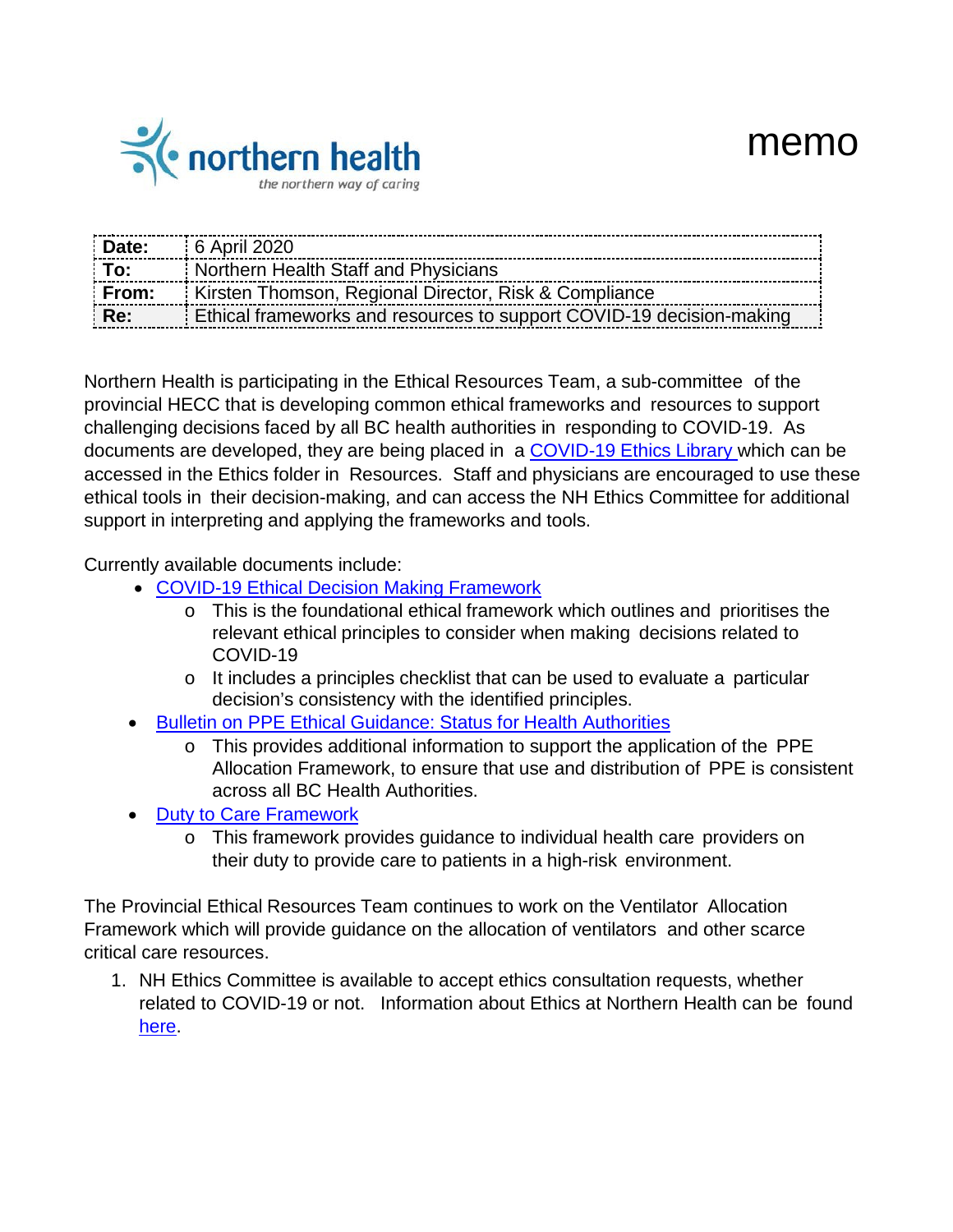northern health
*the northern way of caring*

# memo

| | |
|---|---|
| **Date:** | 6 April 2020 |
| **To:** | Northern Health Staff and Physicians |
| **From:** | Kirsten Thomson, Regional Director, Risk & Compliance |
| **Re:** | Ethical frameworks and resources to support COVID-19 decision-making |

Northern Health is participating in the Ethical Resources Team, a sub-committee of the provincial HECC that is developing common ethical frameworks and resources to support challenging decisions faced by all BC health authorities in responding to COVID-19. As documents are developed, they are being placed in a COVID-19 Ethics Library which can be accessed in the Ethics folder in Resources. Staff and physicians are encouraged to use these ethical tools in their decision-making, and can access the NH Ethics Committee for additional support in interpreting and applying the frameworks and tools.

Currently available documents include:

- COVID-19 Ethical Decision Making Framework
  - This is the foundational ethical framework which outlines and prioritises the relevant ethical principles to consider when making decisions related to COVID-19
  - It includes a principles checklist that can be used to evaluate a particular decision's consistency with the identified principles.
- Bulletin on PPE Ethical Guidance: Status for Health Authorities
  - This provides additional information to support the application of the PPE Allocation Framework, to ensure that use and distribution of PPE is consistent across all BC Health Authorities.
- Duty to Care Framework
  - This framework provides guidance to individual health care providers on their duty to provide care to patients in a high-risk environment.

The Provincial Ethical Resources Team continues to work on the Ventilator Allocation Framework which will provide guidance on the allocation of ventilators and other scarce critical care resources.

1. NH Ethics Committee is available to accept ethics consultation requests, whether related to COVID-19 or not. Information about Ethics at Northern Health can be found here.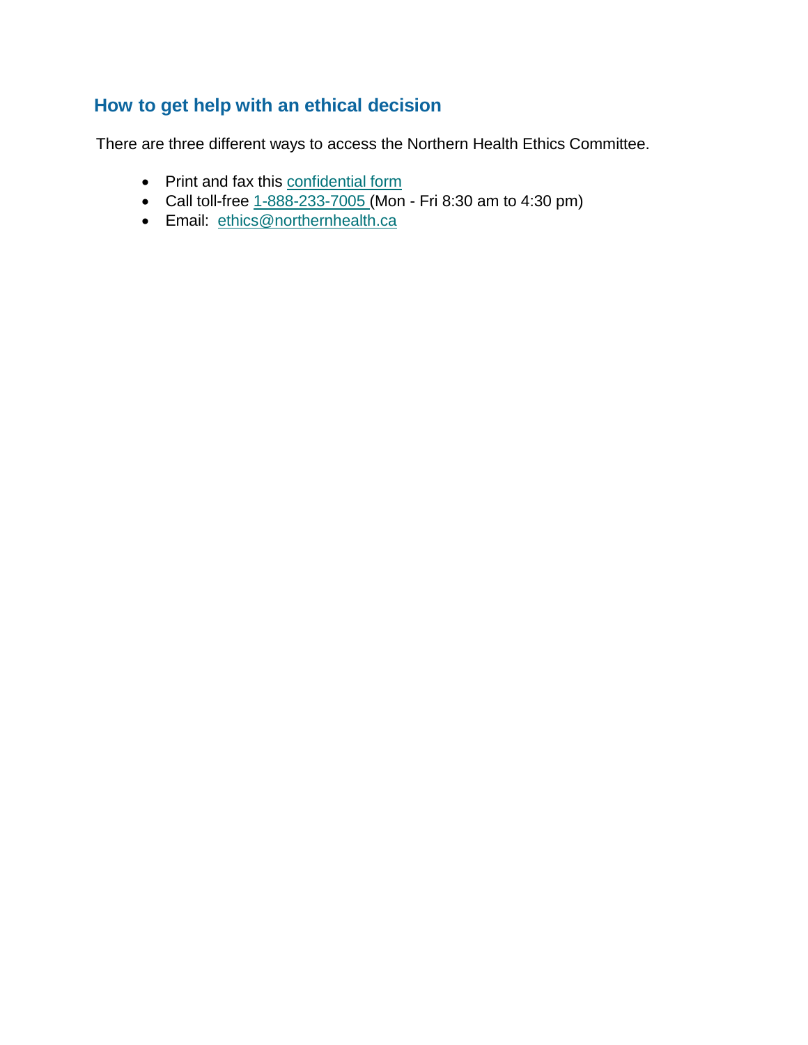## How to get help with an ethical decision

There are three different ways to access the Northern Health Ethics Committee.

- Print and fax this confidential form
- Call toll-free 1-888-233-7005 (Mon - Fri 8:30 am to 4:30 pm)
- Email: ethics@northernhealth.ca